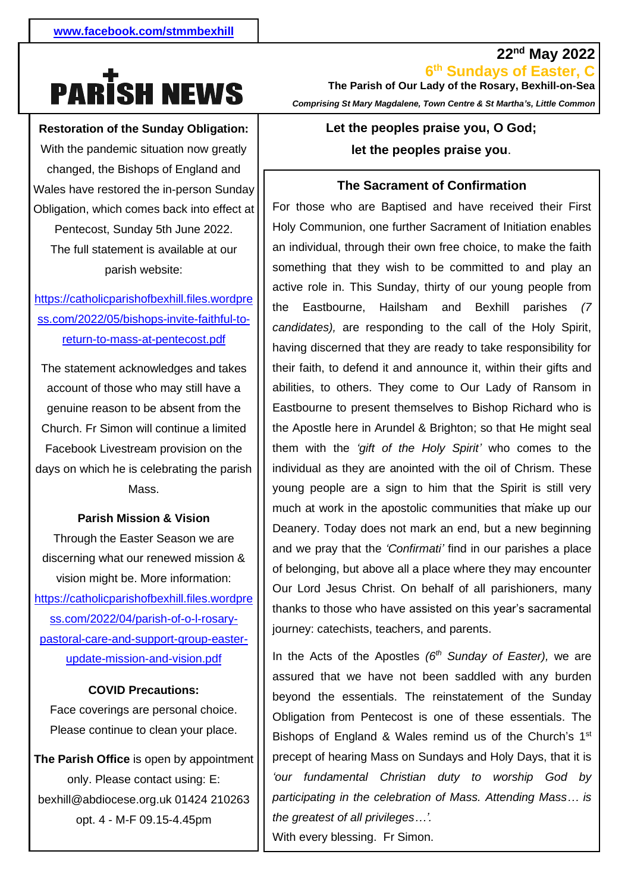www.facebook.com/stmmbexhill

# PARISH NEWS

**22nd May 2022**

**6th Sundays of Easter, C**

**The Parish of Our Lady of the Rosary, Bexhill-on-Sea**

***Comprising St Mary Magdalene, Town Centre & St Martha's, Little Common***

**Restoration of the Sunday Obligation:**

With the pandemic situation now greatly changed, the Bishops of England and Wales have restored the in-person Sunday Obligation, which comes back into effect at Pentecost, Sunday 5th June 2022. The full statement is available at our parish website:

https://catholicparishofbexhill.files.wordpress.com/2022/05/bishops-invite-faithful-to-return-to-mass-at-pentecost.pdf

The statement acknowledges and takes account of those who may still have a genuine reason to be absent from the Church. Fr Simon will continue a limited Facebook Livestream provision on the days on which he is celebrating the parish Mass.

**Parish Mission & Vision**

Through the Easter Season we are discerning what our renewed mission & vision might be. More information: https://catholicparishofbexhill.files.wordpress.com/2022/04/parish-of-o-l-rosary-pastoral-care-and-support-group-easter-update-mission-and-vision.pdf

**COVID Precautions:**

Face coverings are personal choice. Please continue to clean your place.

**The Parish Office** is open by appointment only. Please contact using: E: bexhill@abdiocese.org.uk 01424 210263 opt. 4 - M-F 09.15-4.45pm

**Let the peoples praise you, O God;**
**let the peoples praise you**.

**The Sacrament of Confirmation**

For those who are Baptised and have received their First Holy Communion, one further Sacrament of Initiation enables an individual, through their own free choice, to make the faith something that they wish to be committed to and play an active role in. This Sunday, thirty of our young people from the Eastbourne, Hailsham and Bexhill parishes *(7 candidates),* are responding to the call of the Holy Spirit, having discerned that they are ready to take responsibility for their faith, to defend it and announce it, within their gifts and abilities, to others. They come to Our Lady of Ransom in Eastbourne to present themselves to Bishop Richard who is the Apostle here in Arundel & Brighton; so that He might seal them with the *'gift of the Holy Spirit'* who comes to the individual as they are anointed with the oil of Chrism. These young people are a sign to him that the Spirit is still very much at work in the apostolic communities that make up our Deanery. Today does not mark an end, but a new beginning and we pray that the *'Confirmati'* find in our parishes a place of belonging, but above all a place where they may encounter Our Lord Jesus Christ. On behalf of all parishioners, many thanks to those who have assisted on this year's sacramental journey: catechists, teachers, and parents.

In the Acts of the Apostles *(6th Sunday of Easter),* we are assured that we have not been saddled with any burden beyond the essentials. The reinstatement of the Sunday Obligation from Pentecost is one of these essentials. The Bishops of England & Wales remind us of the Church's 1st precept of hearing Mass on Sundays and Holy Days, that it is *'our fundamental Christian duty to worship God by participating in the celebration of Mass. Attending Mass… is the greatest of all privileges…'.*
With every blessing. Fr Simon.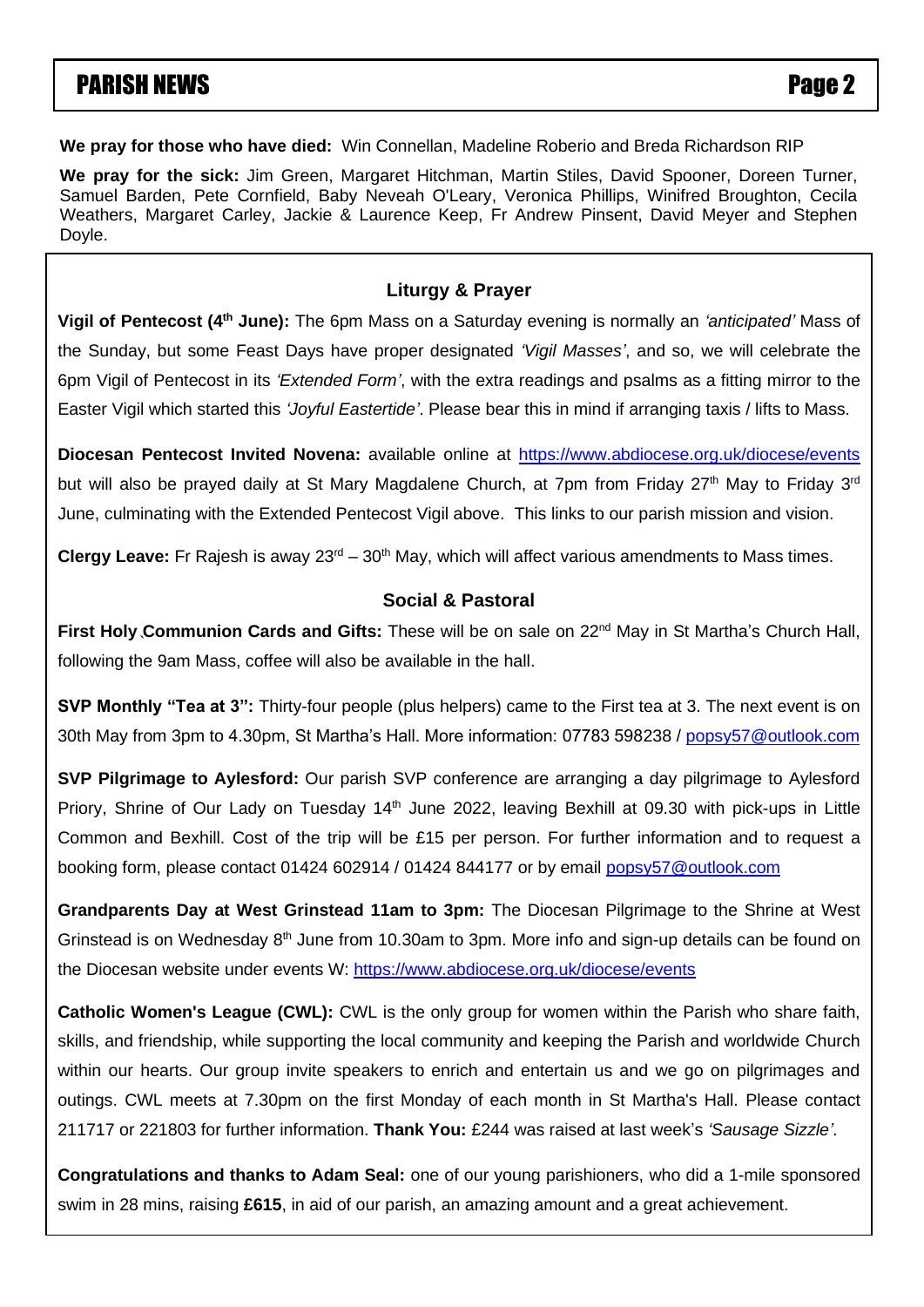**We pray for those who have died:** Win Connellan, Madeline Roberio and Breda Richardson RIP

**We pray for the sick:** Jim Green, Margaret Hitchman, Martin Stiles, David Spooner, Doreen Turner, Samuel Barden, Pete Cornfield, Baby Neveah O'Leary, Veronica Phillips, Winifred Broughton, Cecila Weathers, Margaret Carley, Jackie & Laurence Keep, Fr Andrew Pinsent, David Meyer and Stephen Doyle.

### Liturgy & Prayer

**Vigil of Pentecost (4th June):** The 6pm Mass on a Saturday evening is normally an *'anticipated'* Mass of the Sunday, but some Feast Days have proper designated *'Vigil Masses'*, and so, we will celebrate the 6pm Vigil of Pentecost in its *'Extended Form'*, with the extra readings and psalms as a fitting mirror to the Easter Vigil which started this *'Joyful Eastertide'*. Please bear this in mind if arranging taxis / lifts to Mass.

**Diocesan Pentecost Invited Novena:** available online at https://www.abdiocese.org.uk/diocese/events but will also be prayed daily at St Mary Magdalene Church, at 7pm from Friday 27th May to Friday 3rd June, culminating with the Extended Pentecost Vigil above. This links to our parish mission and vision.

**Clergy Leave:** Fr Rajesh is away 23rd – 30th May, which will affect various amendments to Mass times.

### Social & Pastoral

**First Holy Communion Cards and Gifts:** These will be on sale on 22nd May in St Martha's Church Hall, following the 9am Mass, coffee will also be available in the hall.

**SVP Monthly "Tea at 3":** Thirty-four people (plus helpers) came to the First tea at 3. The next event is on 30th May from 3pm to 4.30pm, St Martha's Hall. More information: 07783 598238 / popsy57@outlook.com

**SVP Pilgrimage to Aylesford:** Our parish SVP conference are arranging a day pilgrimage to Aylesford Priory, Shrine of Our Lady on Tuesday 14th June 2022, leaving Bexhill at 09.30 with pick-ups in Little Common and Bexhill. Cost of the trip will be £15 per person. For further information and to request a booking form, please contact 01424 602914 / 01424 844177 or by email popsy57@outlook.com

**Grandparents Day at West Grinstead 11am to 3pm:** The Diocesan Pilgrimage to the Shrine at West Grinstead is on Wednesday 8th June from 10.30am to 3pm. More info and sign-up details can be found on the Diocesan website under events W: https://www.abdiocese.org.uk/diocese/events

**Catholic Women's League (CWL):** CWL is the only group for women within the Parish who share faith, skills, and friendship, while supporting the local community and keeping the Parish and worldwide Church within our hearts. Our group invite speakers to enrich and entertain us and we go on pilgrimages and outings. CWL meets at 7.30pm on the first Monday of each month in St Martha's Hall. Please contact 211717 or 221803 for further information. **Thank You:** £244 was raised at last week's *'Sausage Sizzle'*.

**Congratulations and thanks to Adam Seal:** one of our young parishioners, who did a 1-mile sponsored swim in 28 mins, raising **£615**, in aid of our parish, an amazing amount and a great achievement.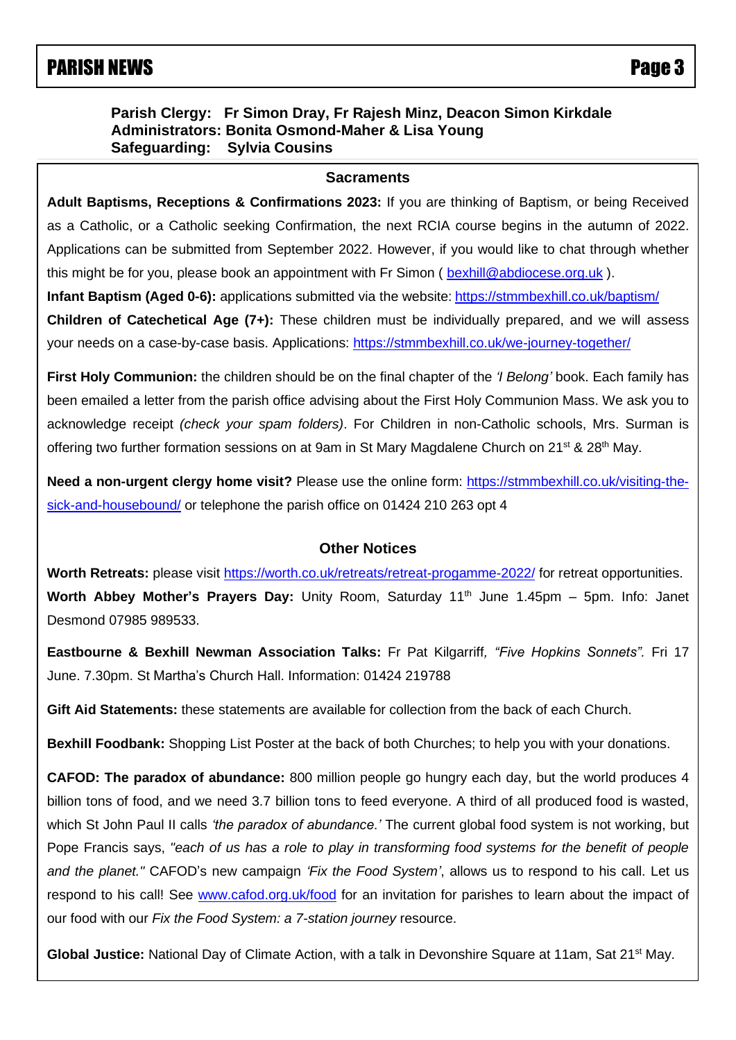**Parish Clergy: Fr Simon Dray, Fr Rajesh Minz, Deacon Simon Kirkdale**
**Administrators: Bonita Osmond-Maher & Lisa Young**
**Safeguarding: Sylvia Cousins**

## Sacraments

**Adult Baptisms, Receptions & Confirmations 2023:** If you are thinking of Baptism, or being Received as a Catholic, or a Catholic seeking Confirmation, the next RCIA course begins in the autumn of 2022. Applications can be submitted from September 2022. However, if you would like to chat through whether this might be for you, please book an appointment with Fr Simon ( bexhill@abdiocese.org.uk ).

**Infant Baptism (Aged 0-6):** applications submitted via the website: https://stmmbexhill.co.uk/baptism/

**Children of Catechetical Age (7+):** These children must be individually prepared, and we will assess your needs on a case-by-case basis. Applications: https://stmmbexhill.co.uk/we-journey-together/

**First Holy Communion:** the children should be on the final chapter of the *'I Belong'* book. Each family has been emailed a letter from the parish office advising about the First Holy Communion Mass. We ask you to acknowledge receipt *(check your spam folders)*. For Children in non-Catholic schools, Mrs. Surman is offering two further formation sessions on at 9am in St Mary Magdalene Church on 21st & 28th May.

**Need a non-urgent clergy home visit?** Please use the online form: https://stmmbexhill.co.uk/visiting-the-sick-and-housebound/ or telephone the parish office on 01424 210 263 opt 4

## Other Notices

**Worth Retreats:** please visit https://worth.co.uk/retreats/retreat-progamme-2022/ for retreat opportunities.

**Worth Abbey Mother's Prayers Day:** Unity Room, Saturday 11th June 1.45pm – 5pm. Info: Janet Desmond 07985 989533.

**Eastbourne & Bexhill Newman Association Talks:** Fr Pat Kilgarriff*, "Five Hopkins Sonnets".* Fri 17 June. 7.30pm. St Martha's Church Hall. Information: 01424 219788

**Gift Aid Statements:** these statements are available for collection from the back of each Church.

**Bexhill Foodbank:** Shopping List Poster at the back of both Churches; to help you with your donations.

**CAFOD: The paradox of abundance:** 800 million people go hungry each day, but the world produces 4 billion tons of food, and we need 3.7 billion tons to feed everyone. A third of all produced food is wasted, which St John Paul II calls *'the paradox of abundance.'* The current global food system is not working, but Pope Francis says, *"each of us has a role to play in transforming food systems for the benefit of people and the planet."* CAFOD's new campaign *'Fix the Food System'*, allows us to respond to his call. Let us respond to his call! See www.cafod.org.uk/food for an invitation for parishes to learn about the impact of our food with our *Fix the Food System: a 7-station journey* resource.

**Global Justice:** National Day of Climate Action, with a talk in Devonshire Square at 11am, Sat 21st May.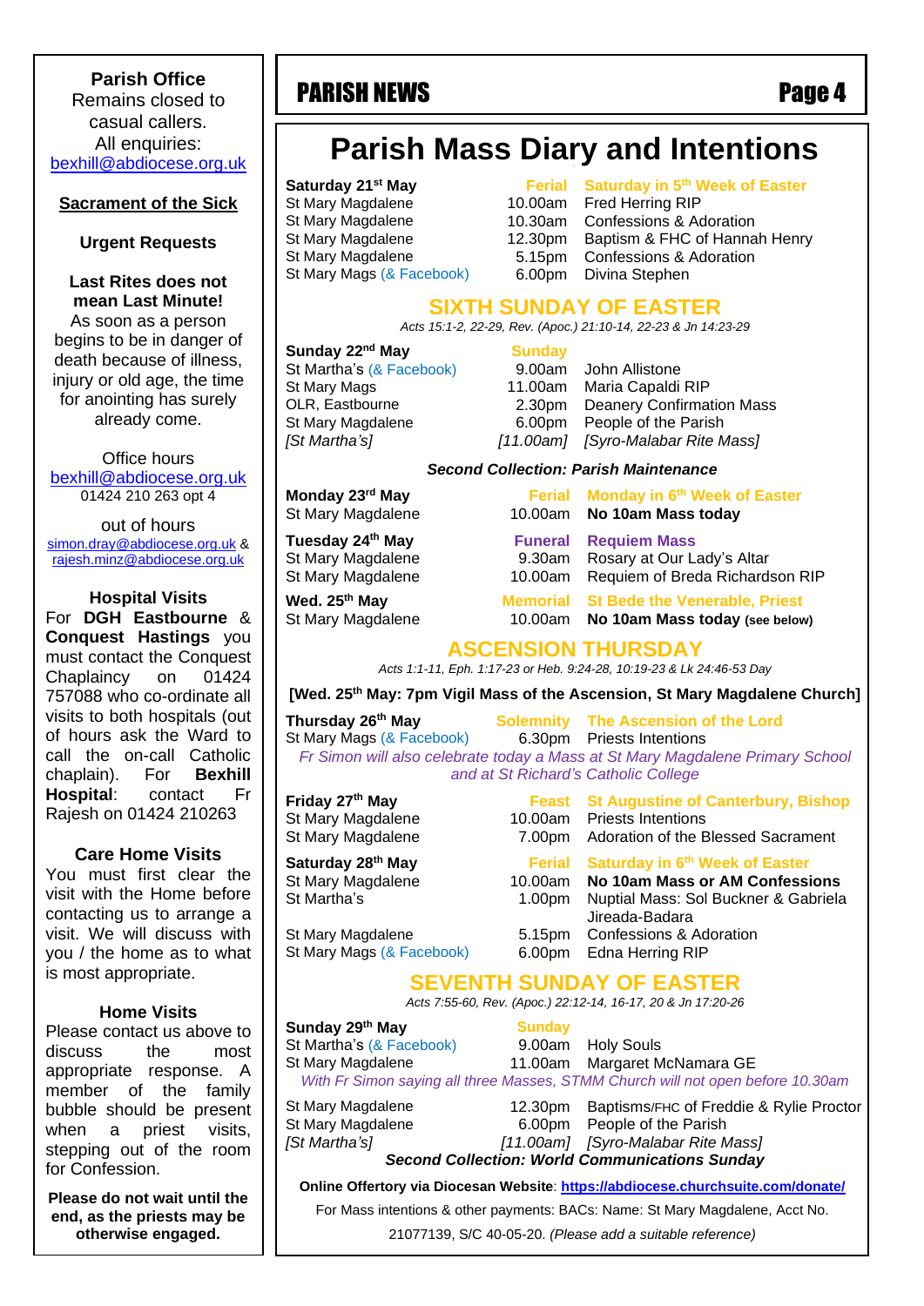**Parish Office**
Remains closed to casual callers.
All enquiries:
bexhill@abdiocese.org.uk

**Sacrament of the Sick**

**Urgent Requests**

**Last Rites does not mean Last Minute!**
As soon as a person begins to be in danger of death because of illness, injury or old age, the time for anointing has surely already come.

Office hours
bexhill@abdiocese.org.uk
01424 210 263 opt 4

out of hours
simon.dray@abdiocese.org.uk & rajesh.minz@abdiocese.org.uk

**Hospital Visits**
For **DGH Eastbourne** & **Conquest Hastings** you must contact the Conquest Chaplaincy on 01424 757088 who co-ordinate all visits to both hospitals (out of hours ask the Ward to call the on-call Catholic chaplain). For **Bexhill Hospital**: contact Fr Rajesh on 01424 210263

**Care Home Visits**
You must first clear the visit with the Home before contacting us to arrange a visit. We will discuss with you / the home as to what is most appropriate.

**Home Visits**
Please contact us above to discuss the most appropriate response. A member of the family bubble should be present when a priest visits, stepping out of the room for Confession.

**Please do not wait until the end, as the priests may be otherwise engaged.**

# PARISH NEWS

## Parish Mass Diary and Intentions

| | | |
|---|---|---|
| **Saturday 21st May** | Ferial | Saturday in 5th Week of Easter |
| St Mary Magdalene | 10.00am | Fred Herring RIP |
| St Mary Magdalene | 10.30am | Confessions & Adoration |
| St Mary Magdalene | 12.30pm | Baptism & FHC of Hannah Henry |
| St Mary Magdalene | 5.15pm | Confessions & Adoration |
| St Mary Mags (& Facebook) | 6.00pm | Divina Stephen |

### SIXTH SUNDAY OF EASTER

*Acts 15:1-2, 22-29, Rev. (Apoc.) 21:10-14, 22-23 & Jn 14:23-29*

| | | |
|---|---|---|
| **Sunday 22nd May** | Sunday | |
| St Martha's (& Facebook) | 9.00am | John Allistone |
| St Mary Mags | 11.00am | Maria Capaldi RIP |
| OLR, Eastbourne | 2.30pm | Deanery Confirmation Mass |
| St Mary Magdalene | 6.00pm | People of the Parish |
| *[St Martha's]* | *[11.00am]* | *[Syro-Malabar Rite Mass]* |

***Second Collection: Parish Maintenance***

| | | |
|---|---|---|
| **Monday 23rd May** | Ferial | Monday in 6th Week of Easter |
| St Mary Magdalene | 10.00am | **No 10am Mass today** |
| **Tuesday 24th May** | Funeral | Requiem Mass |
| St Mary Magdalene | 9.30am | Rosary at Our Lady's Altar |
| St Mary Magdalene | 10.00am | Requiem of Breda Richardson RIP |
| **Wed. 25th May** | Memorial | St Bede the Venerable, Priest |
| St Mary Magdalene | 10.00am | **No 10am Mass today (see below)** |

### ASCENSION THURSDAY

*Acts 1:1-11, Eph. 1:17-23 or Heb. 9:24-28, 10:19-23 & Lk 24:46-53 Day*

**[Wed. 25th May: 7pm Vigil Mass of the Ascension, St Mary Magdalene Church]**

| | | |
|---|---|---|
| **Thursday 26th May** | Solemnity | The Ascension of the Lord |
| St Mary Mags (& Facebook) | 6.30pm | Priests Intentions |

*Fr Simon will also celebrate today a Mass at St Mary Magdalene Primary School and at St Richard's Catholic College*

| | | |
|---|---|---|
| **Friday 27th May** | Feast | St Augustine of Canterbury, Bishop |
| St Mary Magdalene | 10.00am | Priests Intentions |
| St Mary Magdalene | 7.00pm | Adoration of the Blessed Sacrament |
| **Saturday 28th May** | Ferial | Saturday in 6th Week of Easter |
| St Mary Magdalene | 10.00am | **No 10am Mass or AM Confessions** |
| St Martha's | 1.00pm | Nuptial Mass: Sol Buckner & Gabriela Jireada-Badara |
| St Mary Magdalene | 5.15pm | Confessions & Adoration |
| St Mary Mags (& Facebook) | 6.00pm | Edna Herring RIP |

### SEVENTH SUNDAY OF EASTER

*Acts 7:55-60, Rev. (Apoc.) 22:12-14, 16-17, 20 & Jn 17:20-26*

| | | |
|---|---|---|
| **Sunday 29th May** | Sunday | |
| St Martha's (& Facebook) | 9.00am | Holy Souls |
| St Mary Magdalene | 11.00am | Margaret McNamara GE |

*With Fr Simon saying all three Masses, STMM Church will not open before 10.30am*

| | | |
|---|---|---|
| St Mary Magdalene | 12.30pm | Baptisms/FHC of Freddie & Rylie Proctor |
| St Mary Magdalene | 6.00pm | People of the Parish |
| *[St Martha's]* | *[11.00am]* | *[Syro-Malabar Rite Mass]* |

***Second Collection: World Communications Sunday***

**Online Offertory via Diocesan Website**: **https://abdiocese.churchsuite.com/donate/**

For Mass intentions & other payments: BACs: Name: St Mary Magdalene, Acct No. 21077139, S/C 40-05-20. *(Please add a suitable reference)*